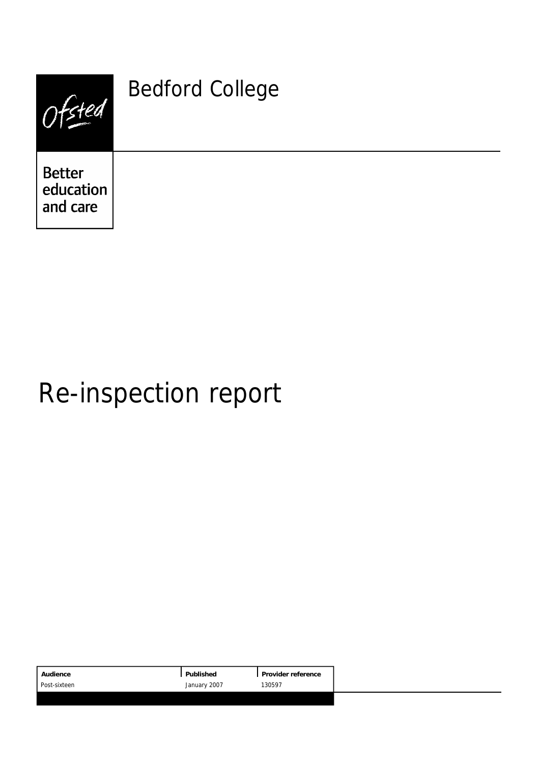Ofsted

Better education and care

# Bedford College

# Re-inspection report

| Audience | Published | Provider reference |
|---|---|---|
| Post-sixteen | January 2007 | 130597 |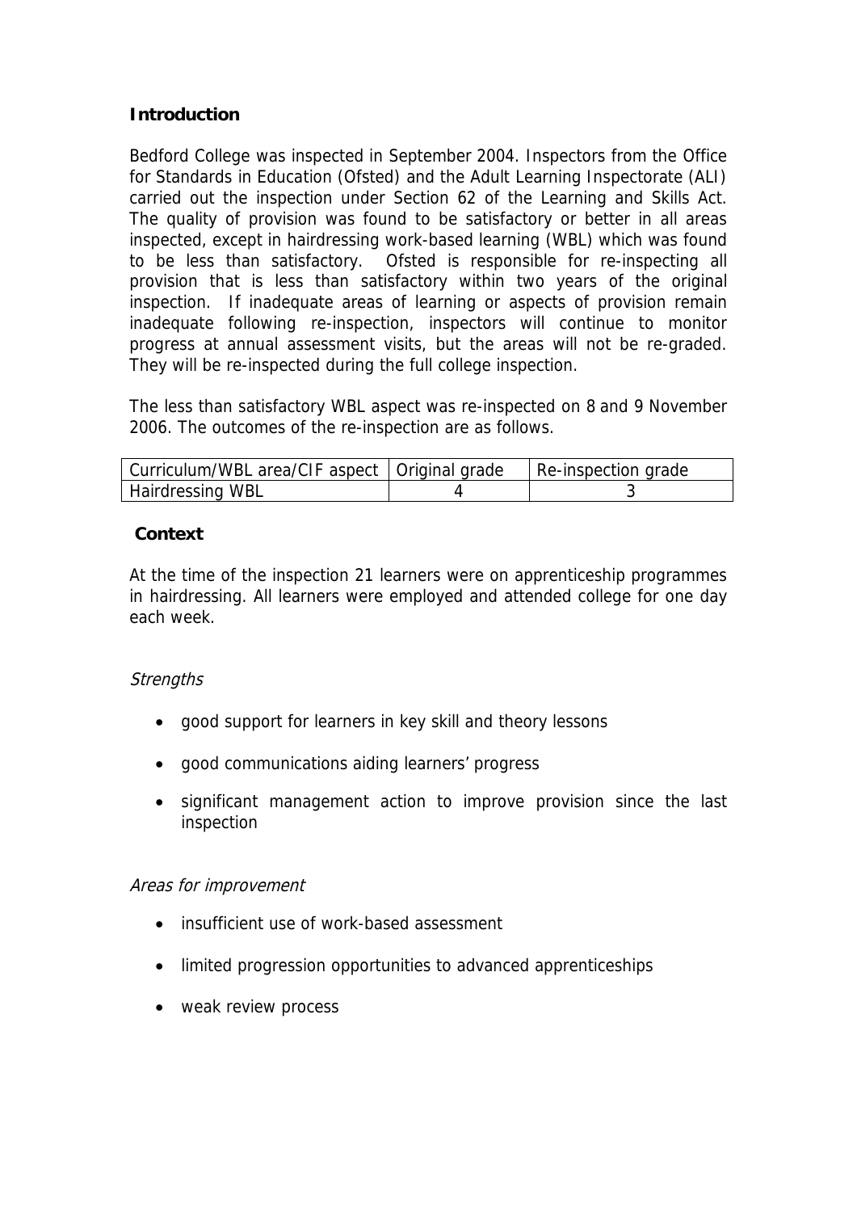## Introduction

Bedford College was inspected in September 2004. Inspectors from the Office for Standards in Education (Ofsted) and the Adult Learning Inspectorate (ALI) carried out the inspection under Section 62 of the Learning and Skills Act. The quality of provision was found to be satisfactory or better in all areas inspected, except in hairdressing work-based learning (WBL) which was found to be less than satisfactory. Ofsted is responsible for re-inspecting all provision that is less than satisfactory within two years of the original inspection. If inadequate areas of learning or aspects of provision remain inadequate following re-inspection, inspectors will continue to monitor progress at annual assessment visits, but the areas will not be re-graded. They will be re-inspected during the full college inspection.

The less than satisfactory WBL aspect was re-inspected on 8 and 9 November 2006. The outcomes of the re-inspection are as follows.

| Curriculum/WBL area/CIF aspect | Original grade | Re-inspection grade |
|---|---|---|
| Hairdressing WBL | 4 | 3 |

## Context

At the time of the inspection 21 learners were on apprenticeship programmes in hairdressing. All learners were employed and attended college for one day each week.

*Strengths*

- good support for learners in key skill and theory lessons
- good communications aiding learners' progress
- significant management action to improve provision since the last inspection

*Areas for improvement*

- insufficient use of work-based assessment
- limited progression opportunities to advanced apprenticeships
- weak review process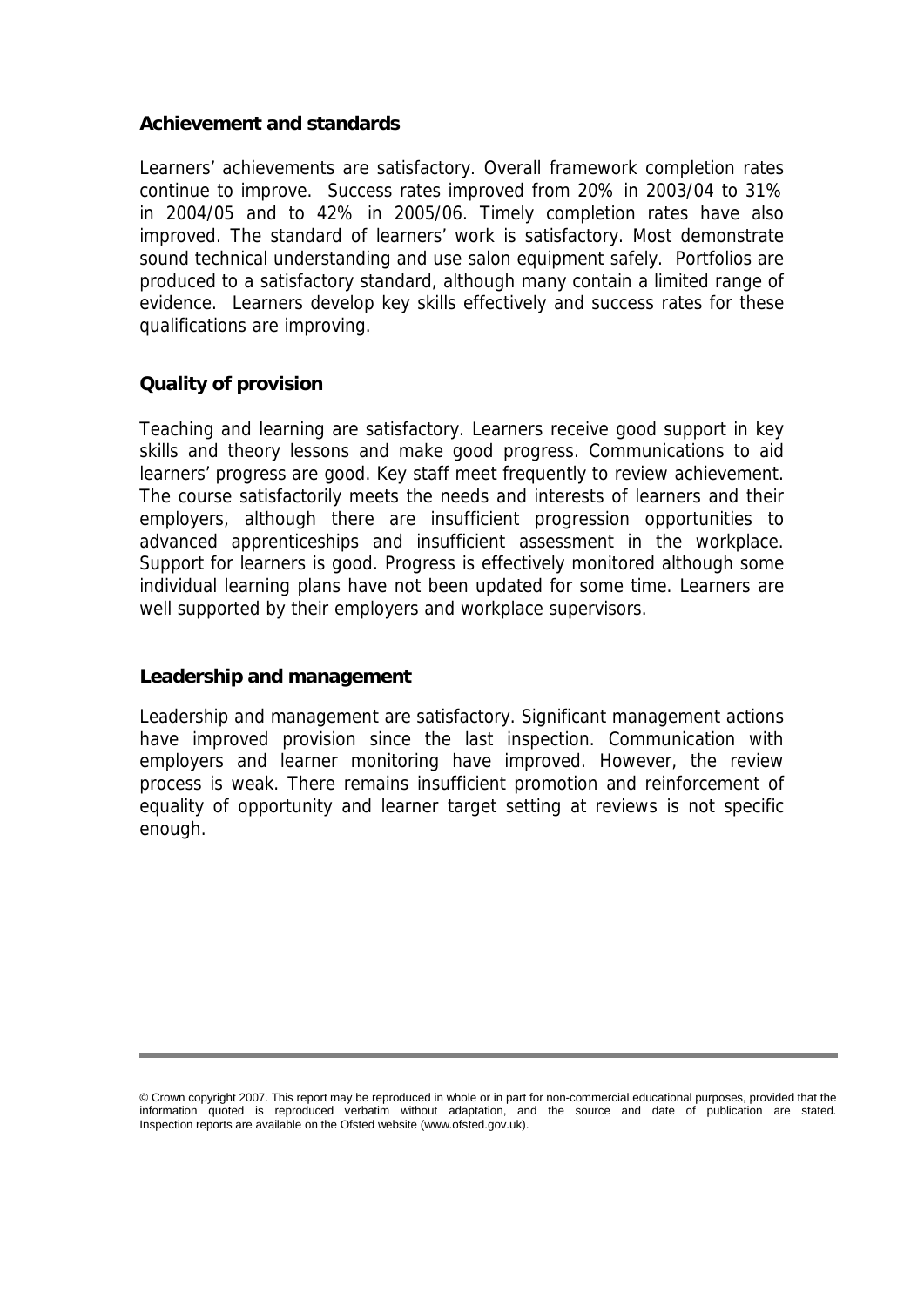### Achievement and standards

Learners' achievements are satisfactory. Overall framework completion rates continue to improve. Success rates improved from 20% in 2003/04 to 31% in 2004/05 and to 42% in 2005/06. Timely completion rates have also improved. The standard of learners' work is satisfactory. Most demonstrate sound technical understanding and use salon equipment safely. Portfolios are produced to a satisfactory standard, although many contain a limited range of evidence. Learners develop key skills effectively and success rates for these qualifications are improving.

### Quality of provision

Teaching and learning are satisfactory. Learners receive good support in key skills and theory lessons and make good progress. Communications to aid learners' progress are good. Key staff meet frequently to review achievement. The course satisfactorily meets the needs and interests of learners and their employers, although there are insufficient progression opportunities to advanced apprenticeships and insufficient assessment in the workplace. Support for learners is good. Progress is effectively monitored although some individual learning plans have not been updated for some time. Learners are well supported by their employers and workplace supervisors.

### Leadership and management

Leadership and management are satisfactory. Significant management actions have improved provision since the last inspection. Communication with employers and learner monitoring have improved. However, the review process is weak. There remains insufficient promotion and reinforcement of equality of opportunity and learner target setting at reviews is not specific enough.

---

© Crown copyright 2007. This report may be reproduced in whole or in part for non-commercial educational purposes, provided that the information quoted is reproduced verbatim without adaptation, and the source and date of publication are stated. Inspection reports are available on the Ofsted website (www.ofsted.gov.uk).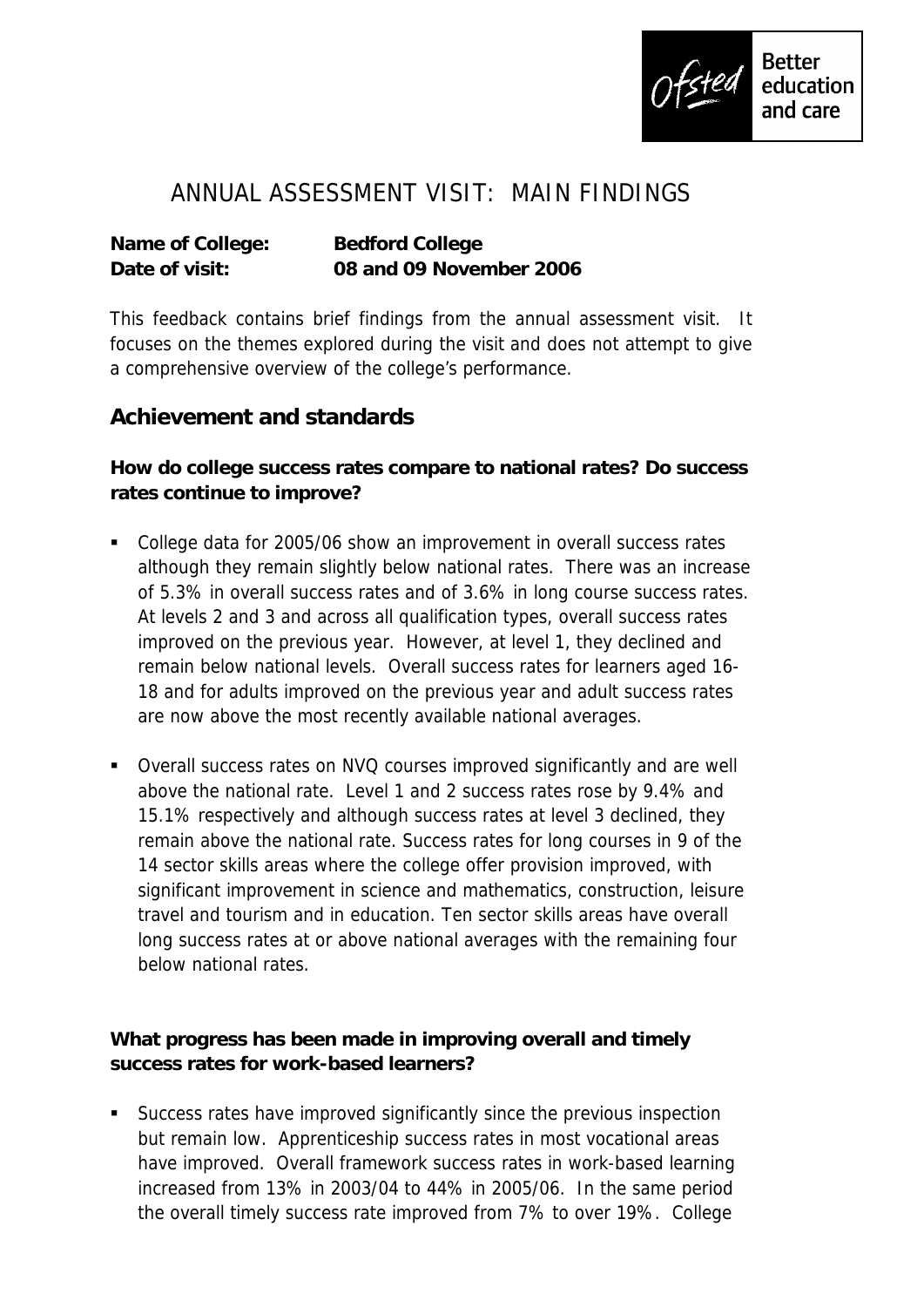# ANNUAL ASSESSMENT VISIT: MAIN FINDINGS

**Name of College:** **Bedford College**
**Date of visit:** **08 and 09 November 2006**

This feedback contains brief findings from the annual assessment visit. It focuses on the themes explored during the visit and does not attempt to give a comprehensive overview of the college's performance.

## Achievement and standards

**How do college success rates compare to national rates? Do success rates continue to improve?**

- College data for 2005/06 show an improvement in overall success rates although they remain slightly below national rates. There was an increase of 5.3% in overall success rates and of 3.6% in long course success rates. At levels 2 and 3 and across all qualification types, overall success rates improved on the previous year. However, at level 1, they declined and remain below national levels. Overall success rates for learners aged 16-18 and for adults improved on the previous year and adult success rates are now above the most recently available national averages.
- Overall success rates on NVQ courses improved significantly and are well above the national rate. Level 1 and 2 success rates rose by 9.4% and 15.1% respectively and although success rates at level 3 declined, they remain above the national rate. Success rates for long courses in 9 of the 14 sector skills areas where the college offer provision improved, with significant improvement in science and mathematics, construction, leisure travel and tourism and in education. Ten sector skills areas have overall long success rates at or above national averages with the remaining four below national rates.

**What progress has been made in improving overall and timely success rates for work-based learners?**

- Success rates have improved significantly since the previous inspection but remain low. Apprenticeship success rates in most vocational areas have improved. Overall framework success rates in work-based learning increased from 13% in 2003/04 to 44% in 2005/06. In the same period the overall timely success rate improved from 7% to over 19%. College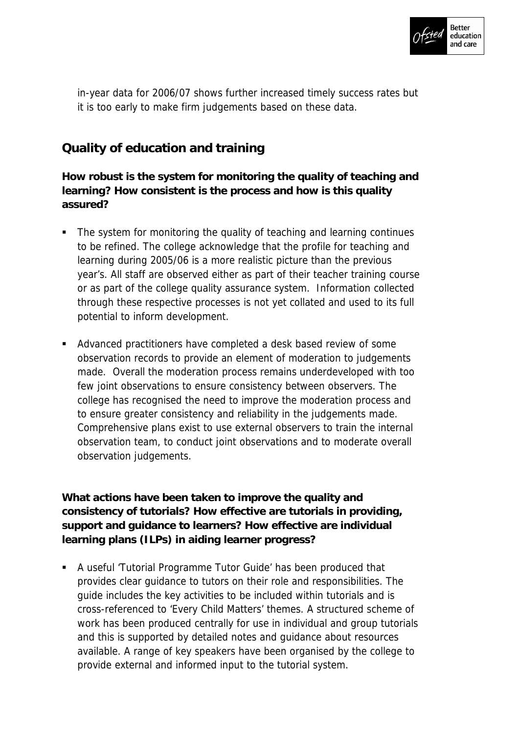in-year data for 2006/07 shows further increased timely success rates but it is too early to make firm judgements based on these data.

## Quality of education and training

**How robust is the system for monitoring the quality of teaching and learning? How consistent is the process and how is this quality assured?**

- The system for monitoring the quality of teaching and learning continues to be refined. The college acknowledge that the profile for teaching and learning during 2005/06 is a more realistic picture than the previous year's. All staff are observed either as part of their teacher training course or as part of the college quality assurance system. Information collected through these respective processes is not yet collated and used to its full potential to inform development.
- Advanced practitioners have completed a desk based review of some observation records to provide an element of moderation to judgements made. Overall the moderation process remains underdeveloped with too few joint observations to ensure consistency between observers. The college has recognised the need to improve the moderation process and to ensure greater consistency and reliability in the judgements made. Comprehensive plans exist to use external observers to train the internal observation team, to conduct joint observations and to moderate overall observation judgements.

**What actions have been taken to improve the quality and consistency of tutorials? How effective are tutorials in providing, support and guidance to learners? How effective are individual learning plans (ILPs) in aiding learner progress?**

- A useful 'Tutorial Programme Tutor Guide' has been produced that provides clear guidance to tutors on their role and responsibilities. The guide includes the key activities to be included within tutorials and is cross-referenced to 'Every Child Matters' themes. A structured scheme of work has been produced centrally for use in individual and group tutorials and this is supported by detailed notes and guidance about resources available. A range of key speakers have been organised by the college to provide external and informed input to the tutorial system.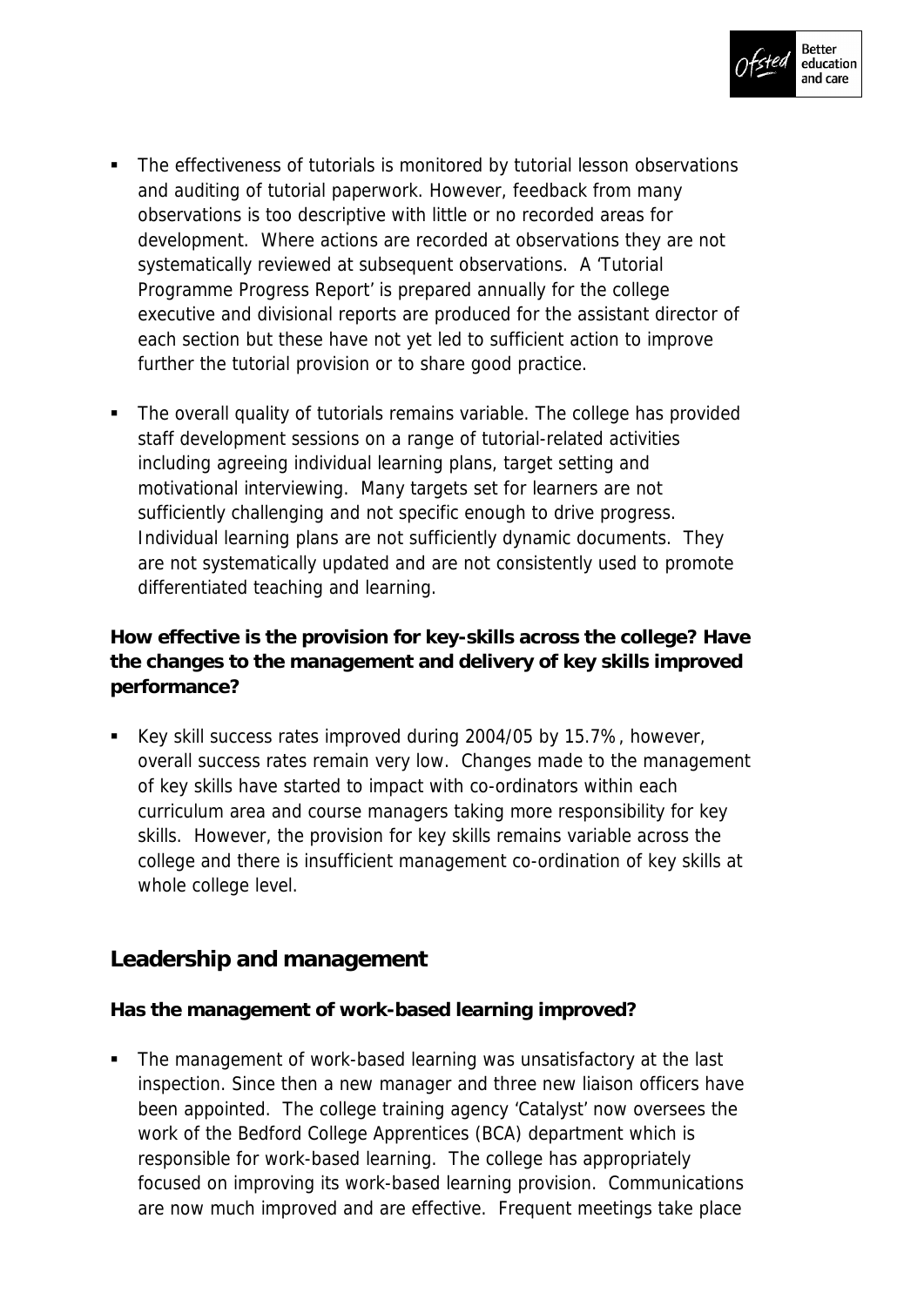- The effectiveness of tutorials is monitored by tutorial lesson observations and auditing of tutorial paperwork. However, feedback from many observations is too descriptive with little or no recorded areas for development. Where actions are recorded at observations they are not systematically reviewed at subsequent observations. A 'Tutorial Programme Progress Report' is prepared annually for the college executive and divisional reports are produced for the assistant director of each section but these have not yet led to sufficient action to improve further the tutorial provision or to share good practice.

- The overall quality of tutorials remains variable. The college has provided staff development sessions on a range of tutorial-related activities including agreeing individual learning plans, target setting and motivational interviewing. Many targets set for learners are not sufficiently challenging and not specific enough to drive progress. Individual learning plans are not sufficiently dynamic documents. They are not systematically updated and are not consistently used to promote differentiated teaching and learning.

**How effective is the provision for key-skills across the college? Have the changes to the management and delivery of key skills improved performance?**

- Key skill success rates improved during 2004/05 by 15.7%, however, overall success rates remain very low. Changes made to the management of key skills have started to impact with co-ordinators within each curriculum area and course managers taking more responsibility for key skills. However, the provision for key skills remains variable across the college and there is insufficient management co-ordination of key skills at whole college level.

## Leadership and management

**Has the management of work-based learning improved?**

- The management of work-based learning was unsatisfactory at the last inspection. Since then a new manager and three new liaison officers have been appointed. The college training agency 'Catalyst' now oversees the work of the Bedford College Apprentices (BCA) department which is responsible for work-based learning. The college has appropriately focused on improving its work-based learning provision. Communications are now much improved and are effective. Frequent meetings take place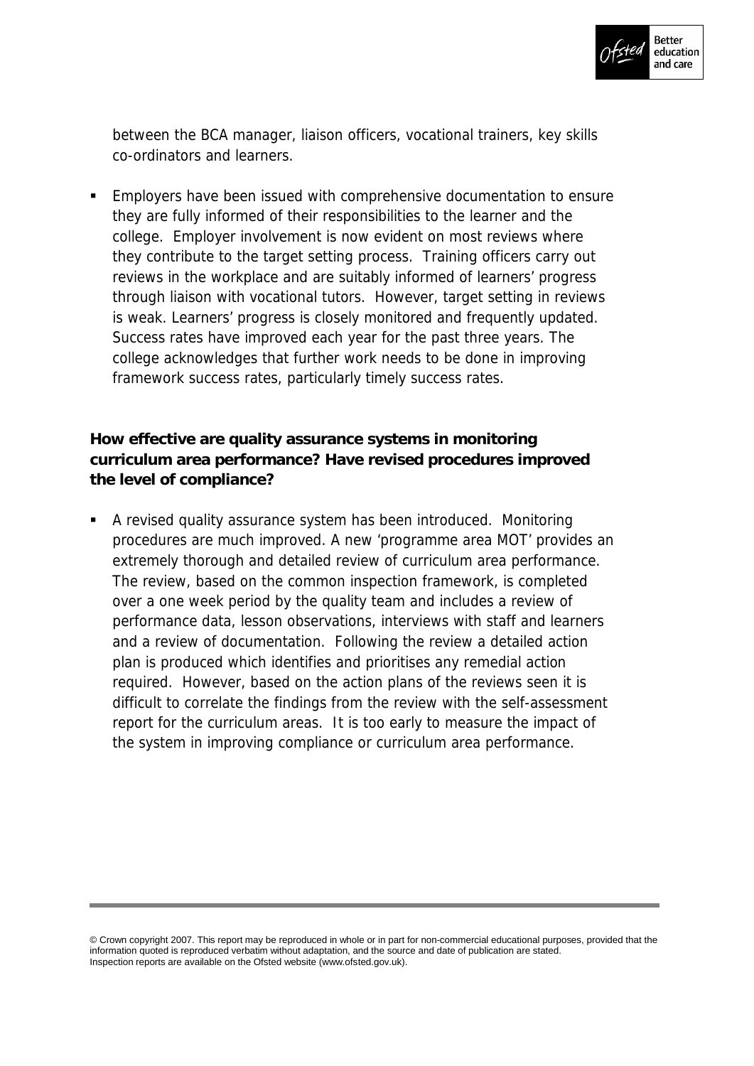between the BCA manager, liaison officers, vocational trainers, key skills co-ordinators and learners.

- Employers have been issued with comprehensive documentation to ensure they are fully informed of their responsibilities to the learner and the college. Employer involvement is now evident on most reviews where they contribute to the target setting process. Training officers carry out reviews in the workplace and are suitably informed of learners' progress through liaison with vocational tutors. However, target setting in reviews is weak. Learners' progress is closely monitored and frequently updated. Success rates have improved each year for the past three years. The college acknowledges that further work needs to be done in improving framework success rates, particularly timely success rates.

**How effective are quality assurance systems in monitoring curriculum area performance? Have revised procedures improved the level of compliance?**

- A revised quality assurance system has been introduced. Monitoring procedures are much improved. A new 'programme area MOT' provides an extremely thorough and detailed review of curriculum area performance. The review, based on the common inspection framework, is completed over a one week period by the quality team and includes a review of performance data, lesson observations, interviews with staff and learners and a review of documentation. Following the review a detailed action plan is produced which identifies and prioritises any remedial action required. However, based on the action plans of the reviews seen it is difficult to correlate the findings from the review with the self-assessment report for the curriculum areas. It is too early to measure the impact of the system in improving compliance or curriculum area performance.

© Crown copyright 2007. This report may be reproduced in whole or in part for non-commercial educational purposes, provided that the information quoted is reproduced verbatim without adaptation, and the source and date of publication are stated.
Inspection reports are available on the Ofsted website (www.ofsted.gov.uk).